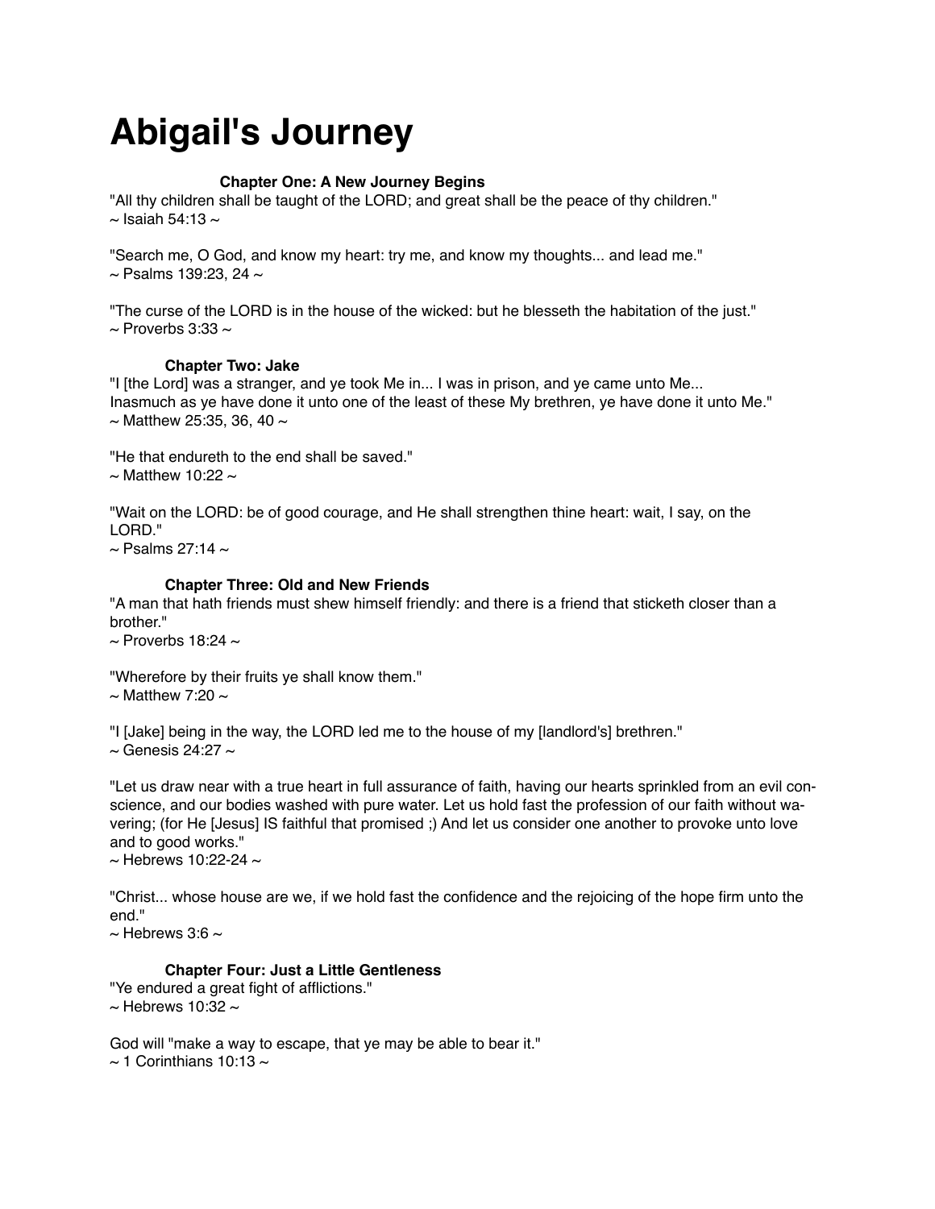# Abigail's Journey

### Chapter One: A New Journey Begins

"All thy children shall be taught of the LORD; and great shall be the peace of thy children."
~ Isaiah 54:13 ~

"Search me, O God, and know my heart: try me, and know my thoughts... and lead me."
~ Psalms 139:23, 24 ~

"The curse of the LORD is in the house of the wicked: but he blesseth the habitation of the just."
~ Proverbs 3:33 ~

### Chapter Two: Jake

"I [the Lord] was a stranger, and ye took Me in... I was in prison, and ye came unto Me...
Inasmuch as ye have done it unto one of the least of these My brethren, ye have done it unto Me."
~ Matthew 25:35, 36, 40 ~

"He that endureth to the end shall be saved."
~ Matthew 10:22 ~

"Wait on the LORD: be of good courage, and He shall strengthen thine heart: wait, I say, on the LORD."
~ Psalms 27:14 ~

### Chapter Three: Old and New Friends

"A man that hath friends must shew himself friendly: and there is a friend that sticketh closer than a brother."
~ Proverbs 18:24 ~

"Wherefore by their fruits ye shall know them."
~ Matthew 7:20 ~

"I [Jake] being in the way, the LORD led me to the house of my [landlord's] brethren."
~ Genesis 24:27 ~

"Let us draw near with a true heart in full assurance of faith, having our hearts sprinkled from an evil conscience, and our bodies washed with pure water. Let us hold fast the profession of our faith without wavering; (for He [Jesus] IS faithful that promised ;) And let us consider one another to provoke unto love and to good works."
~ Hebrews 10:22-24 ~

"Christ... whose house are we, if we hold fast the confidence and the rejoicing of the hope firm unto the end."
~ Hebrews 3:6 ~

### Chapter Four: Just a Little Gentleness

"Ye endured a great fight of afflictions."
~ Hebrews 10:32 ~

God will "make a way to escape, that ye may be able to bear it."
~ 1 Corinthians 10:13 ~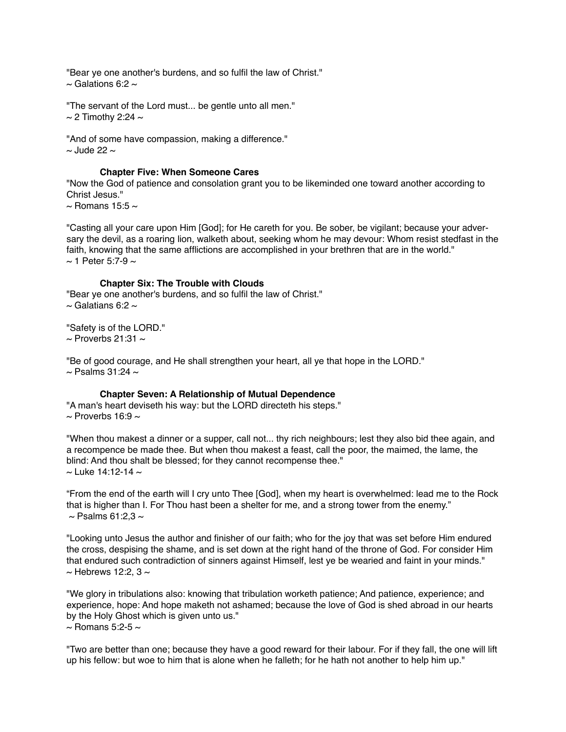"Bear ye one another's burdens, and so fulfil the law of Christ."
~ Galations 6:2 ~

"The servant of the Lord must... be gentle unto all men."
~ 2 Timothy 2:24 ~

"And of some have compassion, making a difference."
~ Jude 22 ~

### Chapter Five: When Someone Cares

"Now the God of patience and consolation grant you to be likeminded one toward another according to Christ Jesus."
~ Romans 15:5 ~

"Casting all your care upon Him [God]; for He careth for you. Be sober, be vigilant; because your adversary the devil, as a roaring lion, walketh about, seeking whom he may devour: Whom resist stedfast in the faith, knowing that the same afflictions are accomplished in your brethren that are in the world."
~ 1 Peter 5:7-9 ~

### Chapter Six: The Trouble with Clouds

"Bear ye one another's burdens, and so fulfil the law of Christ."
~ Galatians 6:2 ~

"Safety is of the LORD."
~ Proverbs 21:31 ~

"Be of good courage, and He shall strengthen your heart, all ye that hope in the LORD."
~ Psalms 31:24 ~

### Chapter Seven: A Relationship of Mutual Dependence

"A man's heart deviseth his way: but the LORD directeth his steps."
~ Proverbs 16:9 ~

"When thou makest a dinner or a supper, call not... thy rich neighbours; lest they also bid thee again, and a recompence be made thee. But when thou makest a feast, call the poor, the maimed, the lame, the blind: And thou shalt be blessed; for they cannot recompense thee."
~ Luke 14:12-14 ~

“From the end of the earth will I cry unto Thee [God], when my heart is overwhelmed: lead me to the Rock that is higher than I. For Thou hast been a shelter for me, and a strong tower from the enemy.”
~ Psalms 61:2,3 ~

"Looking unto Jesus the author and finisher of our faith; who for the joy that was set before Him endured the cross, despising the shame, and is set down at the right hand of the throne of God. For consider Him that endured such contradiction of sinners against Himself, lest ye be wearied and faint in your minds."
~ Hebrews 12:2, 3 ~

"We glory in tribulations also: knowing that tribulation worketh patience; And patience, experience; and experience, hope: And hope maketh not ashamed; because the love of God is shed abroad in our hearts by the Holy Ghost which is given unto us."
~ Romans 5:2-5 ~

"Two are better than one; because they have a good reward for their labour. For if they fall, the one will lift up his fellow: but woe to him that is alone when he falleth; for he hath not another to help him up."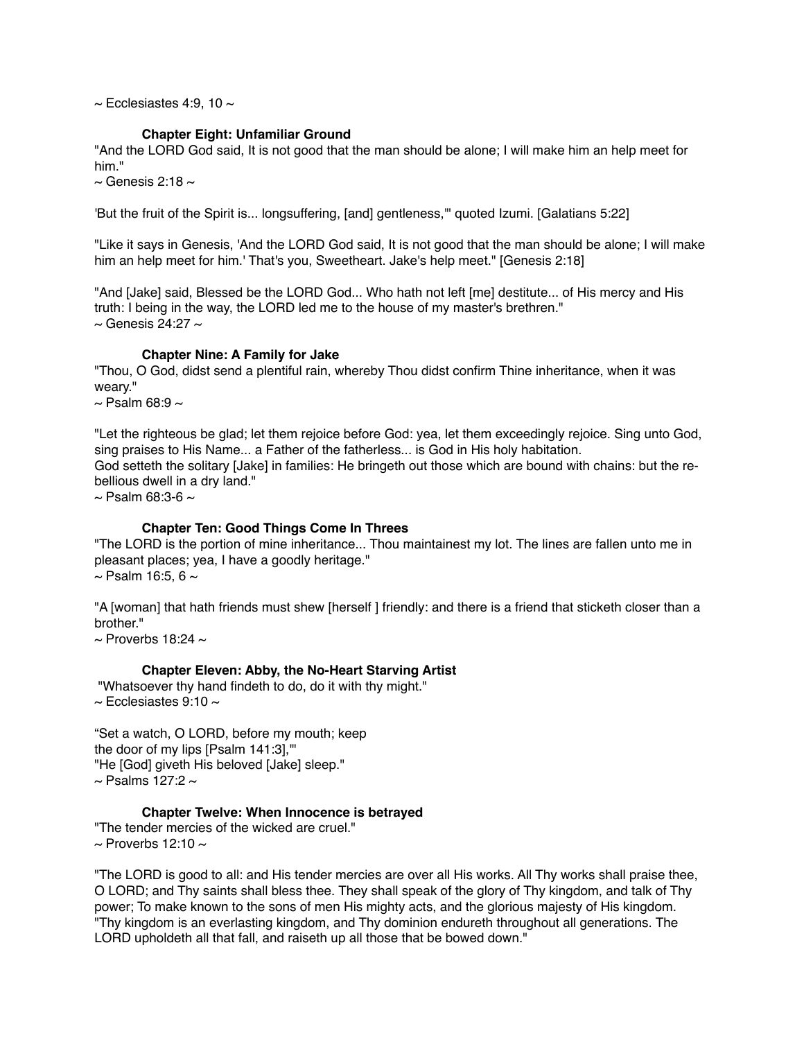~ Ecclesiastes 4:9, 10 ~

### Chapter Eight: Unfamiliar Ground

"And the LORD God said, It is not good that the man should be alone; I will make him an help meet for him."
~ Genesis 2:18 ~

'But the fruit of the Spirit is... longsuffering, [and] gentleness,'" quoted Izumi. [Galatians 5:22]

"Like it says in Genesis, 'And the LORD God said, It is not good that the man should be alone; I will make him an help meet for him.' That's you, Sweetheart. Jake's help meet." [Genesis 2:18]

"And [Jake] said, Blessed be the LORD God... Who hath not left [me] destitute... of His mercy and His truth: I being in the way, the LORD led me to the house of my master's brethren."
~ Genesis 24:27 ~

### Chapter Nine: A Family for Jake

"Thou, O God, didst send a plentiful rain, whereby Thou didst confirm Thine inheritance, when it was weary."
~ Psalm 68:9 ~

"Let the righteous be glad; let them rejoice before God: yea, let them exceedingly rejoice. Sing unto God, sing praises to His Name... a Father of the fatherless... is God in His holy habitation.
God setteth the solitary [Jake] in families: He bringeth out those which are bound with chains: but the rebellious dwell in a dry land."
~ Psalm 68:3-6 ~

### Chapter Ten: Good Things Come In Threes

"The LORD is the portion of mine inheritance... Thou maintainest my lot. The lines are fallen unto me in pleasant places; yea, I have a goodly heritage."
~ Psalm 16:5, 6 ~

"A [woman] that hath friends must shew [herself ] friendly: and there is a friend that sticketh closer than a brother."
~ Proverbs 18:24 ~

### Chapter Eleven: Abby, the No-Heart Starving Artist

"Whatsoever thy hand findeth to do, do it with thy might."
~ Ecclesiastes 9:10 ~

"Set a watch, O LORD, before my mouth; keep the door of my lips [Psalm 141:3],'"
"He [God] giveth His beloved [Jake] sleep."
~ Psalms 127:2 ~

### Chapter Twelve: When Innocence is betrayed

"The tender mercies of the wicked are cruel."
~ Proverbs 12:10 ~

"The LORD is good to all: and His tender mercies are over all His works. All Thy works shall praise thee, O LORD; and Thy saints shall bless thee. They shall speak of the glory of Thy kingdom, and talk of Thy power; To make known to the sons of men His mighty acts, and the glorious majesty of His kingdom.
"Thy kingdom is an everlasting kingdom, and Thy dominion endureth throughout all generations. The LORD upholdeth all that fall, and raiseth up all those that be bowed down."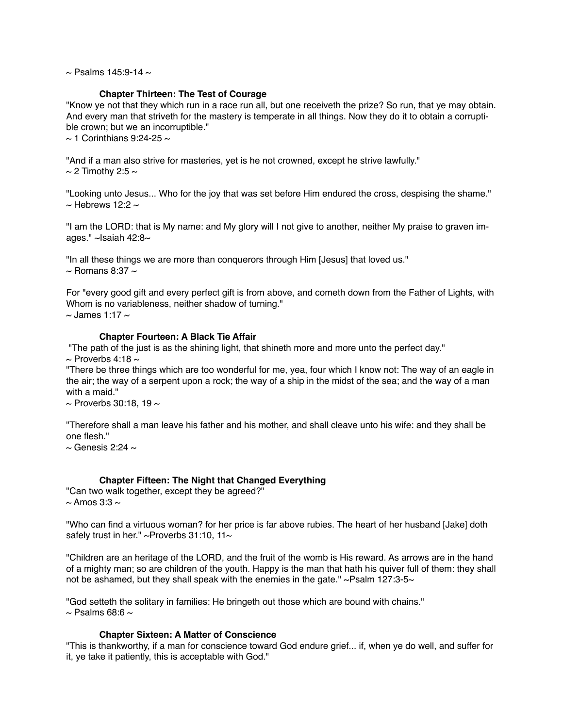~ Psalms 145:9-14 ~

### Chapter Thirteen: The Test of Courage

"Know ye not that they which run in a race run all, but one receiveth the prize? So run, that ye may obtain. And every man that striveth for the mastery is temperate in all things. Now they do it to obtain a corruptible crown; but we an incorruptible."
~ 1 Corinthians 9:24-25 ~

"And if a man also strive for masteries, yet is he not crowned, except he strive lawfully."
~ 2 Timothy 2:5 ~

"Looking unto Jesus... Who for the joy that was set before Him endured the cross, despising the shame."
~ Hebrews 12:2 ~

"I am the LORD: that is My name: and My glory will I not give to another, neither My praise to graven images." ~Isaiah 42:8~

"In all these things we are more than conquerors through Him [Jesus] that loved us."
~ Romans 8:37 ~

For "every good gift and every perfect gift is from above, and cometh down from the Father of Lights, with Whom is no variableness, neither shadow of turning."
~ James 1:17 ~

### Chapter Fourteen: A Black Tie Affair

"The path of the just is as the shining light, that shineth more and more unto the perfect day."
~ Proverbs 4:18 ~
"There be three things which are too wonderful for me, yea, four which I know not: The way of an eagle in the air; the way of a serpent upon a rock; the way of a ship in the midst of the sea; and the way of a man with a maid."
~ Proverbs 30:18, 19 ~

"Therefore shall a man leave his father and his mother, and shall cleave unto his wife: and they shall be one flesh."
~ Genesis 2:24 ~

### Chapter Fifteen: The Night that Changed Everything

"Can two walk together, except they be agreed?"
~ Amos 3:3 ~

"Who can find a virtuous woman? for her price is far above rubies. The heart of her husband [Jake] doth safely trust in her." ~Proverbs 31:10, 11~

"Children are an heritage of the LORD, and the fruit of the womb is His reward. As arrows are in the hand of a mighty man; so are children of the youth. Happy is the man that hath his quiver full of them: they shall not be ashamed, but they shall speak with the enemies in the gate." ~Psalm 127:3-5~

"God setteth the solitary in families: He bringeth out those which are bound with chains."
~ Psalms 68:6 ~

### Chapter Sixteen: A Matter of Conscience

"This is thankworthy, if a man for conscience toward God endure grief... if, when ye do well, and suffer for it, ye take it patiently, this is acceptable with God."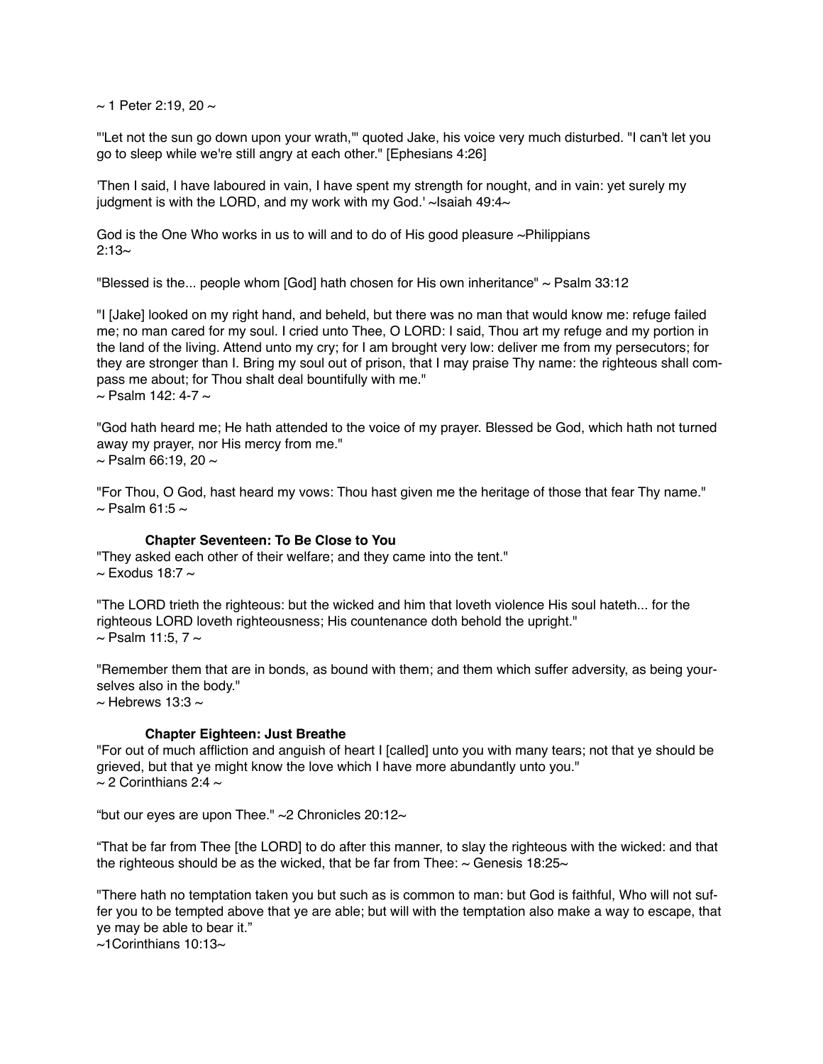~ 1 Peter 2:19, 20 ~

"'Let not the sun go down upon your wrath,'" quoted Jake, his voice very much disturbed. "I can't let you go to sleep while we're still angry at each other." [Ephesians 4:26]

'Then I said, I have laboured in vain, I have spent my strength for nought, and in vain: yet surely my judgment is with the LORD, and my work with my God.' ~Isaiah 49:4~

God is the One Who works in us to will and to do of His good pleasure ~Philippians 2:13~

"Blessed is the... people whom [God] hath chosen for His own inheritance" ~ Psalm 33:12

"I [Jake] looked on my right hand, and beheld, but there was no man that would know me: refuge failed me; no man cared for my soul. I cried unto Thee, O LORD: I said, Thou art my refuge and my portion in the land of the living. Attend unto my cry; for I am brought very low: deliver me from my persecutors; for they are stronger than I. Bring my soul out of prison, that I may praise Thy name: the righteous shall compass me about; for Thou shalt deal bountifully with me."
~ Psalm 142: 4-7 ~

"God hath heard me; He hath attended to the voice of my prayer. Blessed be God, which hath not turned away my prayer, nor His mercy from me."
~ Psalm 66:19, 20 ~

"For Thou, O God, hast heard my vows: Thou hast given me the heritage of those that fear Thy name."
~ Psalm 61:5 ~

**Chapter Seventeen: To Be Close to You**

"They asked each other of their welfare; and they came into the tent."
~ Exodus 18:7 ~

"The LORD trieth the righteous: but the wicked and him that loveth violence His soul hateth... for the righteous LORD loveth righteousness; His countenance doth behold the upright."
~ Psalm 11:5, 7 ~

"Remember them that are in bonds, as bound with them; and them which suffer adversity, as being yourselves also in the body."
~ Hebrews 13:3 ~

**Chapter Eighteen: Just Breathe**

"For out of much affliction and anguish of heart I [called] unto you with many tears; not that ye should be grieved, but that ye might know the love which I have more abundantly unto you."
~ 2 Corinthians 2:4 ~

"but our eyes are upon Thee." ~2 Chronicles 20:12~

"That be far from Thee [the LORD] to do after this manner, to slay the righteous with the wicked: and that the righteous should be as the wicked, that be far from Thee: ~ Genesis 18:25~

"There hath no temptation taken you but such as is common to man: but God is faithful, Who will not suffer you to be tempted above that ye are able; but will with the temptation also make a way to escape, that ye may be able to bear it."
~1Corinthians 10:13~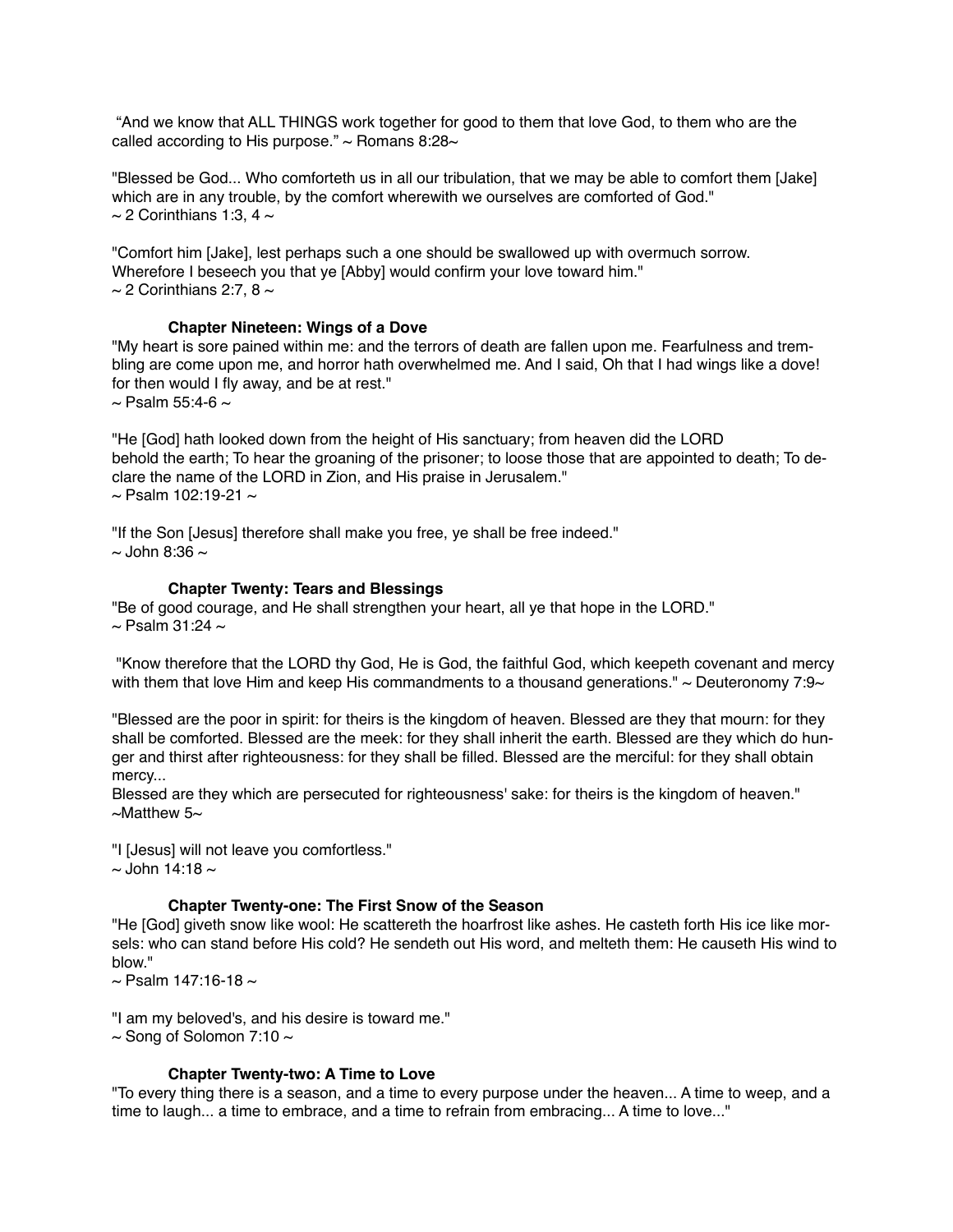"And we know that ALL THINGS work together for good to them that love God, to them who are the called according to His purpose." ~ Romans 8:28~

"Blessed be God... Who comforteth us in all our tribulation, that we may be able to comfort them [Jake] which are in any trouble, by the comfort wherewith we ourselves are comforted of God."
~ 2 Corinthians 1:3, 4 ~

"Comfort him [Jake], lest perhaps such a one should be swallowed up with overmuch sorrow. Wherefore I beseech you that ye [Abby] would confirm your love toward him."
~ 2 Corinthians 2:7, 8 ~

### Chapter Nineteen: Wings of a Dove

"My heart is sore pained within me: and the terrors of death are fallen upon me. Fearfulness and trembling are come upon me, and horror hath overwhelmed me. And I said, Oh that I had wings like a dove! for then would I fly away, and be at rest."
~ Psalm 55:4-6 ~

"He [God] hath looked down from the height of His sanctuary; from heaven did the LORD behold the earth; To hear the groaning of the prisoner; to loose those that are appointed to death; To declare the name of the LORD in Zion, and His praise in Jerusalem."
~ Psalm 102:19-21 ~

"If the Son [Jesus] therefore shall make you free, ye shall be free indeed."
~ John 8:36 ~

### Chapter Twenty: Tears and Blessings

"Be of good courage, and He shall strengthen your heart, all ye that hope in the LORD."
~ Psalm 31:24 ~

"Know therefore that the LORD thy God, He is God, the faithful God, which keepeth covenant and mercy with them that love Him and keep His commandments to a thousand generations." ~ Deuteronomy 7:9~

"Blessed are the poor in spirit: for theirs is the kingdom of heaven. Blessed are they that mourn: for they shall be comforted. Blessed are the meek: for they shall inherit the earth. Blessed are they which do hunger and thirst after righteousness: for they shall be filled. Blessed are the merciful: for they shall obtain mercy...
Blessed are they which are persecuted for righteousness' sake: for theirs is the kingdom of heaven."
~Matthew 5~

"I [Jesus] will not leave you comfortless."
~ John 14:18 ~

### Chapter Twenty-one: The First Snow of the Season

"He [God] giveth snow like wool: He scattereth the hoarfrost like ashes. He casteth forth His ice like morsels: who can stand before His cold? He sendeth out His word, and melteth them: He causeth His wind to blow."
~ Psalm 147:16-18 ~

"I am my beloved's, and his desire is toward me."
~ Song of Solomon 7:10 ~

### Chapter Twenty-two: A Time to Love

"To every thing there is a season, and a time to every purpose under the heaven... A time to weep, and a time to laugh... a time to embrace, and a time to refrain from embracing... A time to love..."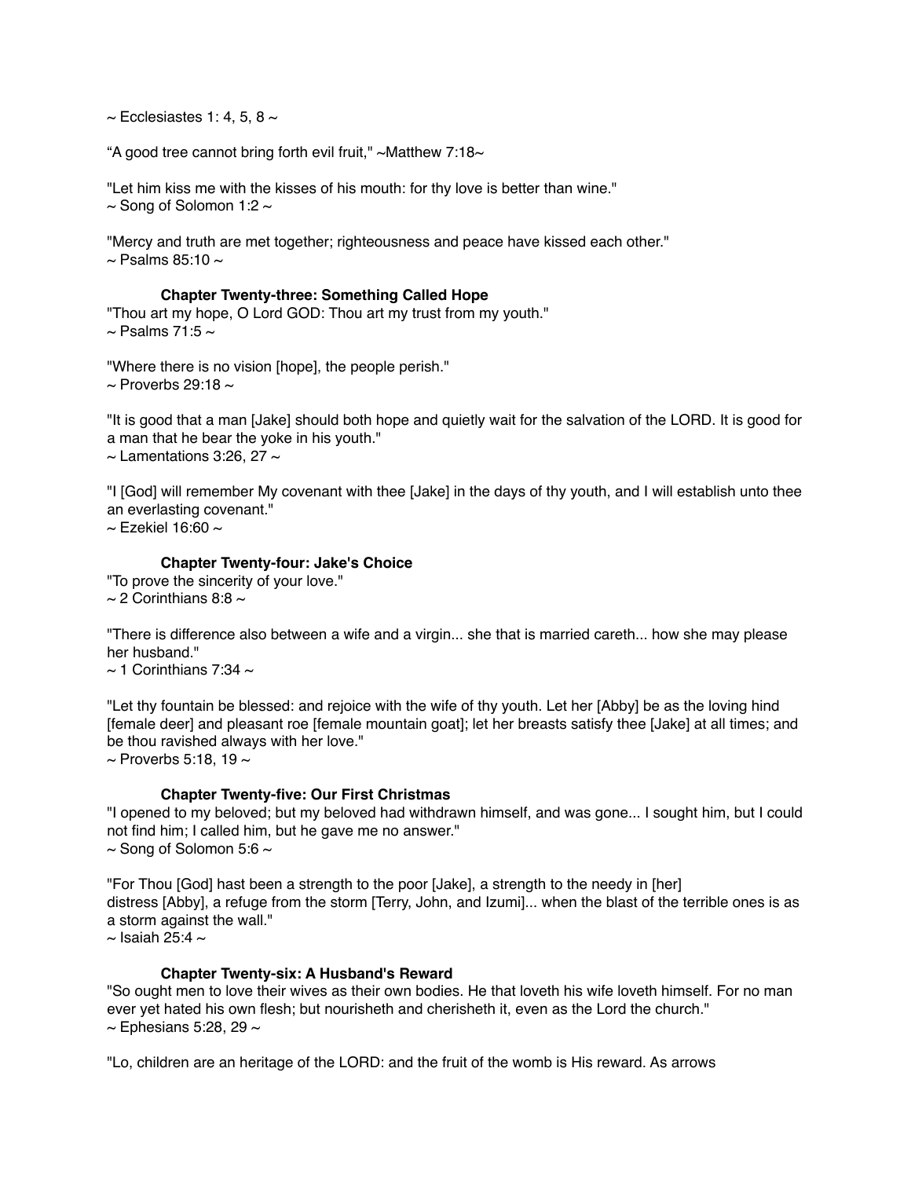~ Ecclesiastes 1: 4, 5, 8 ~

“A good tree cannot bring forth evil fruit," ~Matthew 7:18~

"Let him kiss me with the kisses of his mouth: for thy love is better than wine."
~ Song of Solomon 1:2 ~

"Mercy and truth are met together; righteousness and peace have kissed each other."
~ Psalms 85:10 ~

**Chapter Twenty-three: Something Called Hope**

"Thou art my hope, O Lord GOD: Thou art my trust from my youth."
~ Psalms 71:5 ~

"Where there is no vision [hope], the people perish."
~ Proverbs 29:18 ~

"It is good that a man [Jake] should both hope and quietly wait for the salvation of the LORD. It is good for a man that he bear the yoke in his youth."
~ Lamentations 3:26, 27 ~

"I [God] will remember My covenant with thee [Jake] in the days of thy youth, and I will establish unto thee an everlasting covenant."
~ Ezekiel 16:60 ~

**Chapter Twenty-four: Jake's Choice**

"To prove the sincerity of your love."
~ 2 Corinthians 8:8 ~

"There is difference also between a wife and a virgin... she that is married careth... how she may please her husband."
~ 1 Corinthians 7:34 ~

"Let thy fountain be blessed: and rejoice with the wife of thy youth. Let her [Abby] be as the loving hind [female deer] and pleasant roe [female mountain goat]; let her breasts satisfy thee [Jake] at all times; and be thou ravished always with her love."
~ Proverbs 5:18, 19 ~

**Chapter Twenty-five: Our First Christmas**

"I opened to my beloved; but my beloved had withdrawn himself, and was gone... I sought him, but I could not find him; I called him, but he gave me no answer."
~ Song of Solomon 5:6 ~

"For Thou [God] hast been a strength to the poor [Jake], a strength to the needy in [her] distress [Abby], a refuge from the storm [Terry, John, and Izumi]... when the blast of the terrible ones is as a storm against the wall."
~ Isaiah 25:4 ~

**Chapter Twenty-six: A Husband's Reward**

"So ought men to love their wives as their own bodies. He that loveth his wife loveth himself. For no man ever yet hated his own flesh; but nourisheth and cherisheth it, even as the Lord the church."
~ Ephesians 5:28, 29 ~

"Lo, children are an heritage of the LORD: and the fruit of the womb is His reward. As arrows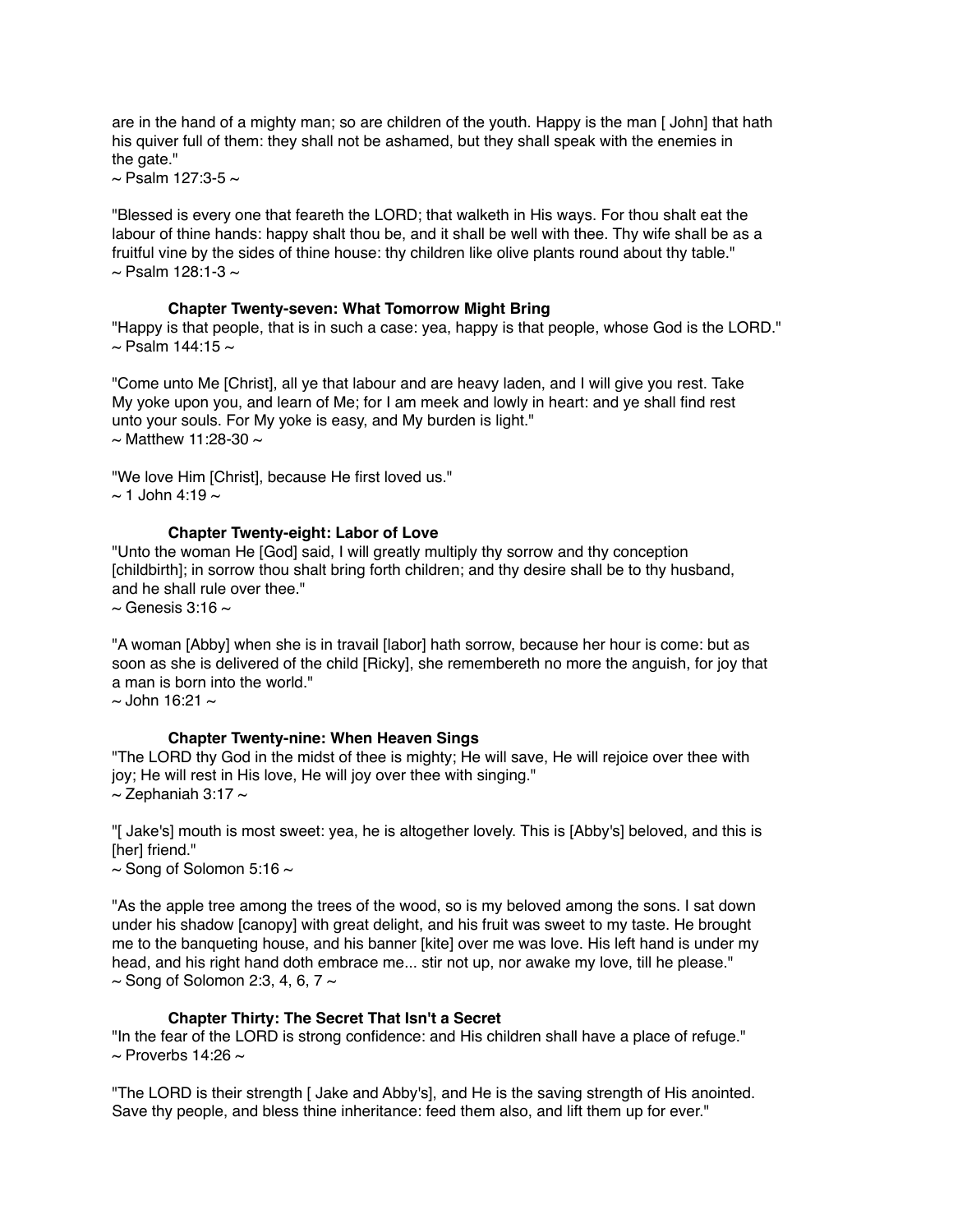are in the hand of a mighty man; so are children of the youth. Happy is the man [ John] that hath his quiver full of them: they shall not be ashamed, but they shall speak with the enemies in the gate."
~ Psalm 127:3-5 ~

"Blessed is every one that feareth the LORD; that walketh in His ways. For thou shalt eat the labour of thine hands: happy shalt thou be, and it shall be well with thee. Thy wife shall be as a fruitful vine by the sides of thine house: thy children like olive plants round about thy table."
~ Psalm 128:1-3 ~

### Chapter Twenty-seven: What Tomorrow Might Bring

"Happy is that people, that is in such a case: yea, happy is that people, whose God is the LORD."
~ Psalm 144:15 ~

"Come unto Me [Christ], all ye that labour and are heavy laden, and I will give you rest. Take My yoke upon you, and learn of Me; for I am meek and lowly in heart: and ye shall find rest unto your souls. For My yoke is easy, and My burden is light."
~ Matthew 11:28-30 ~

"We love Him [Christ], because He first loved us."
~ 1 John 4:19 ~

### Chapter Twenty-eight: Labor of Love

"Unto the woman He [God] said, I will greatly multiply thy sorrow and thy conception [childbirth]; in sorrow thou shalt bring forth children; and thy desire shall be to thy husband, and he shall rule over thee."
~ Genesis 3:16 ~

"A woman [Abby] when she is in travail [labor] hath sorrow, because her hour is come: but as soon as she is delivered of the child [Ricky], she remembereth no more the anguish, for joy that a man is born into the world."
~ John 16:21 ~

### Chapter Twenty-nine: When Heaven Sings

"The LORD thy God in the midst of thee is mighty; He will save, He will rejoice over thee with joy; He will rest in His love, He will joy over thee with singing."
~ Zephaniah 3:17 ~

"[ Jake's] mouth is most sweet: yea, he is altogether lovely. This is [Abby's] beloved, and this is [her] friend."
~ Song of Solomon 5:16 ~

"As the apple tree among the trees of the wood, so is my beloved among the sons. I sat down under his shadow [canopy] with great delight, and his fruit was sweet to my taste. He brought me to the banqueting house, and his banner [kite] over me was love. His left hand is under my head, and his right hand doth embrace me... stir not up, nor awake my love, till he please."
~ Song of Solomon 2:3, 4, 6, 7 ~

### Chapter Thirty: The Secret That Isn't a Secret

"In the fear of the LORD is strong confidence: and His children shall have a place of refuge."
~ Proverbs 14:26 ~

"The LORD is their strength [ Jake and Abby's], and He is the saving strength of His anointed. Save thy people, and bless thine inheritance: feed them also, and lift them up for ever."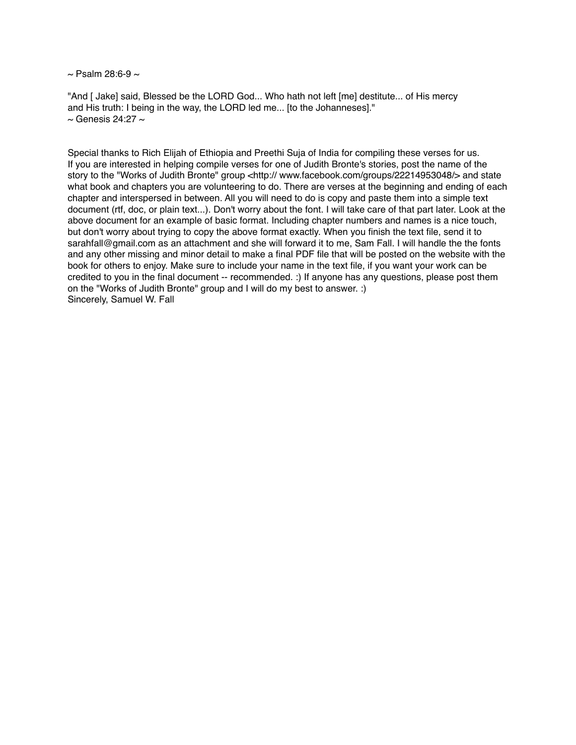~ Psalm 28:6-9 ~

"And [ Jake] said, Blessed be the LORD God... Who hath not left [me] destitute... of His mercy and His truth: I being in the way, the LORD led me... [to the Johanneses]."
~ Genesis 24:27 ~

Special thanks to Rich Elijah of Ethiopia and Preethi Suja of India for compiling these verses for us.
If you are interested in helping compile verses for one of Judith Bronte's stories, post the name of the story to the "Works of Judith Bronte" group <http:// www.facebook.com/groups/22214953048/> and state what book and chapters you are volunteering to do. There are verses at the beginning and ending of each chapter and interspersed in between. All you will need to do is copy and paste them into a simple text document (rtf, doc, or plain text...). Don't worry about the font. I will take care of that part later. Look at the above document for an example of basic format. Including chapter numbers and names is a nice touch, but don't worry about trying to copy the above format exactly. When you finish the text file, send it to sarahfall@gmail.com as an attachment and she will forward it to me, Sam Fall. I will handle the the fonts and any other missing and minor detail to make a final PDF file that will be posted on the website with the book for others to enjoy. Make sure to include your name in the text file, if you want your work can be credited to you in the final document -- recommended. :) If anyone has any questions, please post them on the "Works of Judith Bronte" group and I will do my best to answer. :)
Sincerely, Samuel W. Fall